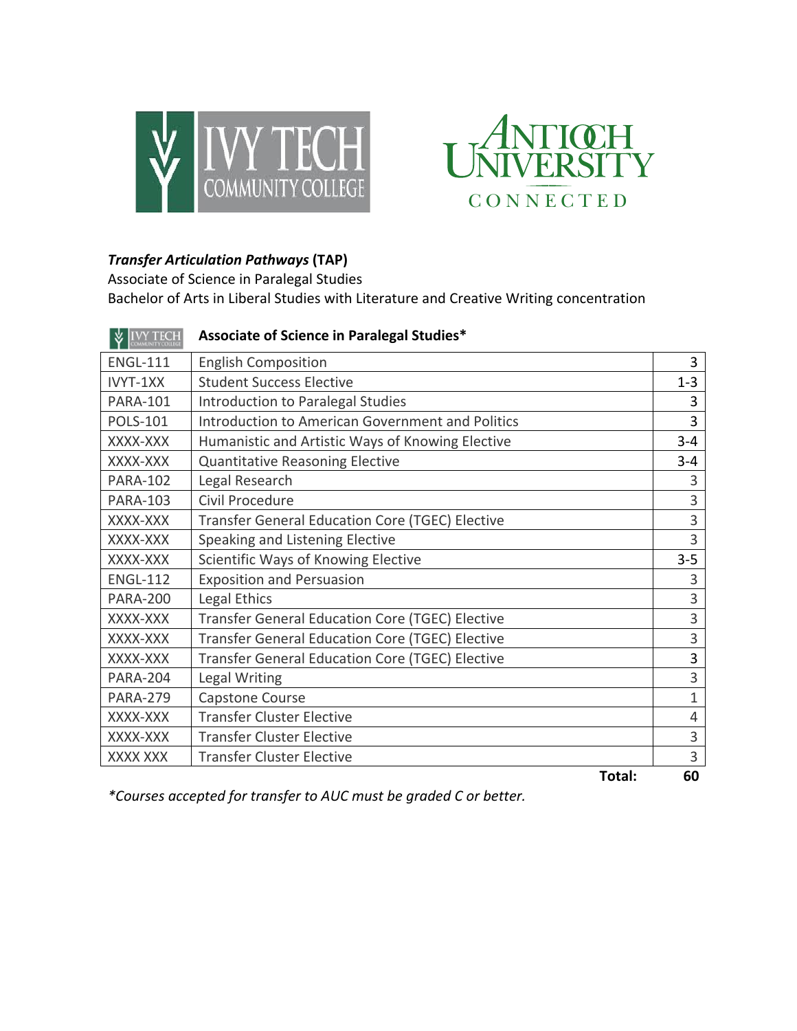***Transfer Articulation Pathways*** **(TAP)**
Associate of Science in Paralegal Studies
Bachelor of Arts in Liberal Studies with Literature and Creative Writing concentration

**Associate of Science in Paralegal Studies***

| | | |
|---|---|---|
| ENGL-111 | English Composition | 3 |
| IVYT-1XX | Student Success Elective | 1-3 |
| PARA-101 | Introduction to Paralegal Studies | 3 |
| POLS-101 | Introduction to American Government and Politics | 3 |
| XXXX-XXX | Humanistic and Artistic Ways of Knowing Elective | 3-4 |
| XXXX-XXX | Quantitative Reasoning Elective | 3-4 |
| PARA-102 | Legal Research | 3 |
| PARA-103 | Civil Procedure | 3 |
| XXXX-XXX | Transfer General Education Core (TGEC) Elective | 3 |
| XXXX-XXX | Speaking and Listening Elective | 3 |
| XXXX-XXX | Scientific Ways of Knowing Elective | 3-5 |
| ENGL-112 | Exposition and Persuasion | 3 |
| PARA-200 | Legal Ethics | 3 |
| XXXX-XXX | Transfer General Education Core (TGEC) Elective | 3 |
| XXXX-XXX | Transfer General Education Core (TGEC) Elective | 3 |
| XXXX-XXX | Transfer General Education Core (TGEC) Elective | 3 |
| PARA-204 | Legal Writing | 3 |
| PARA-279 | Capstone Course | 1 |
| XXXX-XXX | Transfer Cluster Elective | 4 |
| XXXX-XXX | Transfer Cluster Elective | 3 |
| XXXX XXX | Transfer Cluster Elective | 3 |
| | **Total:** | **60** |

**Courses accepted for transfer to AUC must be graded C or better.*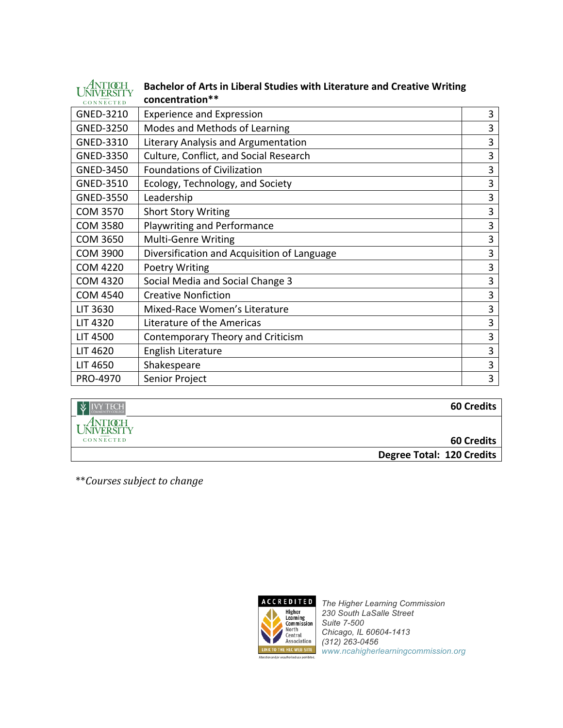## Bachelor of Arts in Liberal Studies with Literature and Creative Writing concentration**

| | | |
|---|---|---|
| GNED-3210 | Experience and Expression | 3 |
| GNED-3250 | Modes and Methods of Learning | 3 |
| GNED-3310 | Literary Analysis and Argumentation | 3 |
| GNED-3350 | Culture, Conflict, and Social Research | 3 |
| GNED-3450 | Foundations of Civilization | 3 |
| GNED-3510 | Ecology, Technology, and Society | 3 |
| GNED-3550 | Leadership | 3 |
| COM 3570 | Short Story Writing | 3 |
| COM 3580 | Playwriting and Performance | 3 |
| COM 3650 | Multi-Genre Writing | 3 |
| COM 3900 | Diversification and Acquisition of Language | 3 |
| COM 4220 | Poetry Writing | 3 |
| COM 4320 | Social Media and Social Change 3 | 3 |
| COM 4540 | Creative Nonfiction | 3 |
| LIT 3630 | Mixed-Race Women's Literature | 3 |
| LIT 4320 | Literature of the Americas | 3 |
| LIT 4500 | Contemporary Theory and Criticism | 3 |
| LIT 4620 | English Literature | 3 |
| LIT 4650 | Shakespeare | 3 |
| PRO-4970 | Senior Project | 3 |

| | |
|---|---|
| Ivy Tech Community College | **60 Credits** |
| Antioch University Connected | **60 Credits** |
| | **Degree Total: 120 Credits** |

*\*\*Courses subject to change*

The Higher Learning Commission
230 South LaSalle Street
Suite 7-500
Chicago, IL 60604-1413
(312) 263-0456
www.ncahigherlearningcommission.org